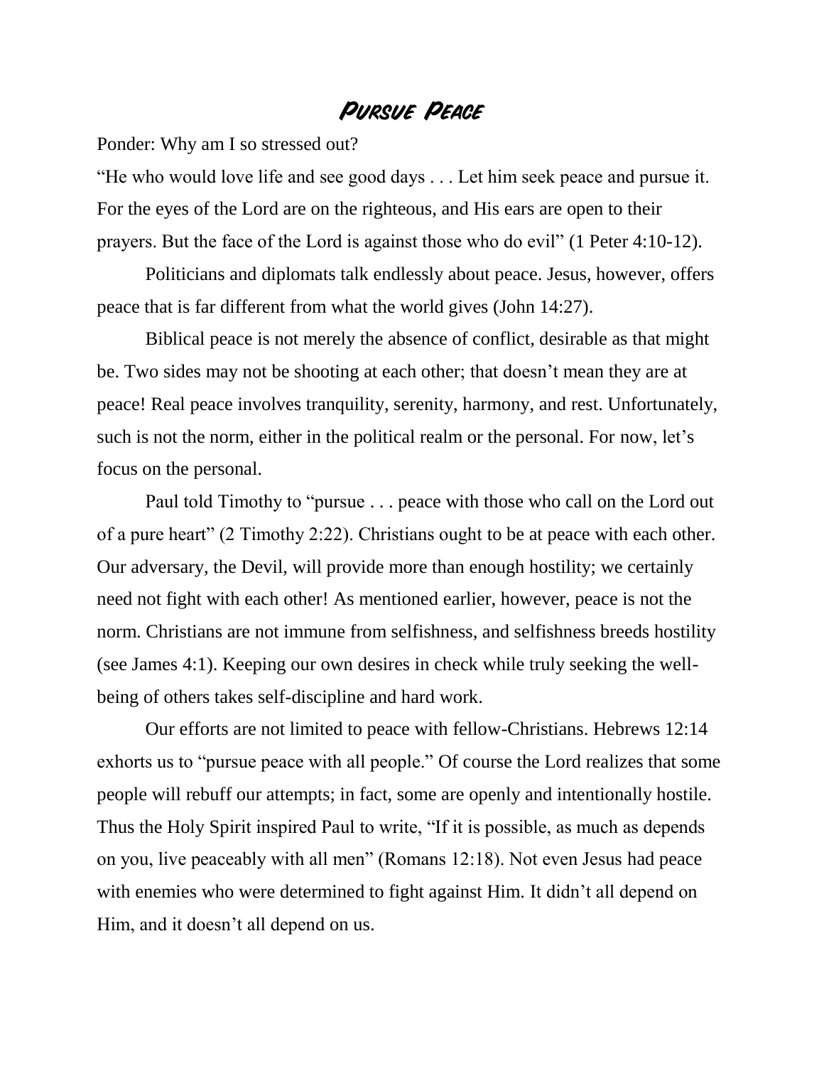# Pursue Peace

Ponder: Why am I so stressed out?

"He who would love life and see good days . . . Let him seek peace and pursue it. For the eyes of the Lord are on the righteous, and His ears are open to their prayers. But the face of the Lord is against those who do evil" (1 Peter 4:10-12).

Politicians and diplomats talk endlessly about peace. Jesus, however, offers peace that is far different from what the world gives (John 14:27).

Biblical peace is not merely the absence of conflict, desirable as that might be. Two sides may not be shooting at each other; that doesn't mean they are at peace! Real peace involves tranquility, serenity, harmony, and rest. Unfortunately, such is not the norm, either in the political realm or the personal. For now, let's focus on the personal.

Paul told Timothy to "pursue . . . peace with those who call on the Lord out of a pure heart" (2 Timothy 2:22). Christians ought to be at peace with each other. Our adversary, the Devil, will provide more than enough hostility; we certainly need not fight with each other! As mentioned earlier, however, peace is not the norm. Christians are not immune from selfishness, and selfishness breeds hostility (see James 4:1). Keeping our own desires in check while truly seeking the well-being of others takes self-discipline and hard work.

Our efforts are not limited to peace with fellow-Christians. Hebrews 12:14 exhorts us to "pursue peace with all people." Of course the Lord realizes that some people will rebuff our attempts; in fact, some are openly and intentionally hostile. Thus the Holy Spirit inspired Paul to write, "If it is possible, as much as depends on you, live peaceably with all men" (Romans 12:18). Not even Jesus had peace with enemies who were determined to fight against Him. It didn't all depend on Him, and it doesn't all depend on us.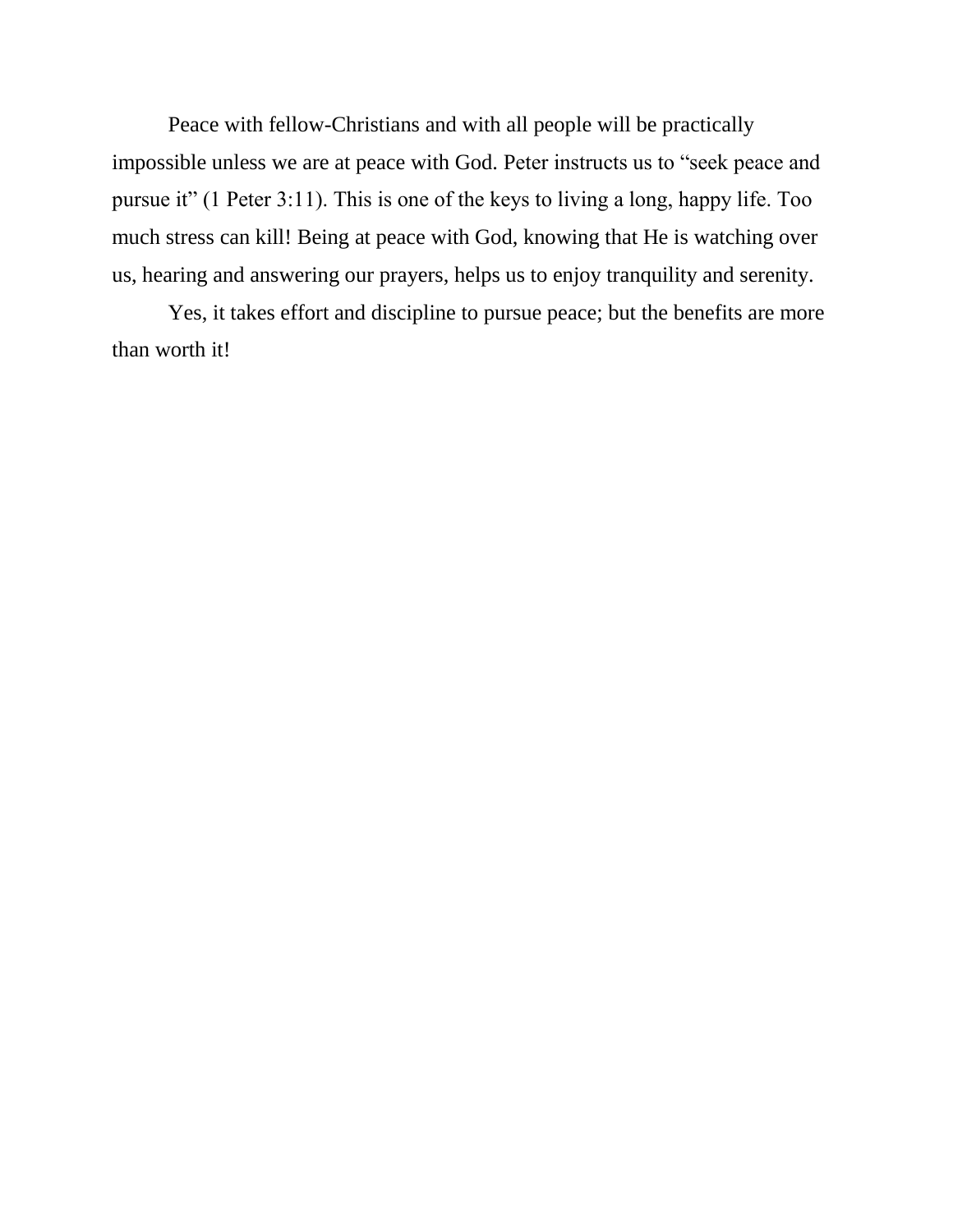Peace with fellow-Christians and with all people will be practically impossible unless we are at peace with God. Peter instructs us to "seek peace and pursue it" (1 Peter 3:11). This is one of the keys to living a long, happy life. Too much stress can kill! Being at peace with God, knowing that He is watching over us, hearing and answering our prayers, helps us to enjoy tranquility and serenity.

Yes, it takes effort and discipline to pursue peace; but the benefits are more than worth it!